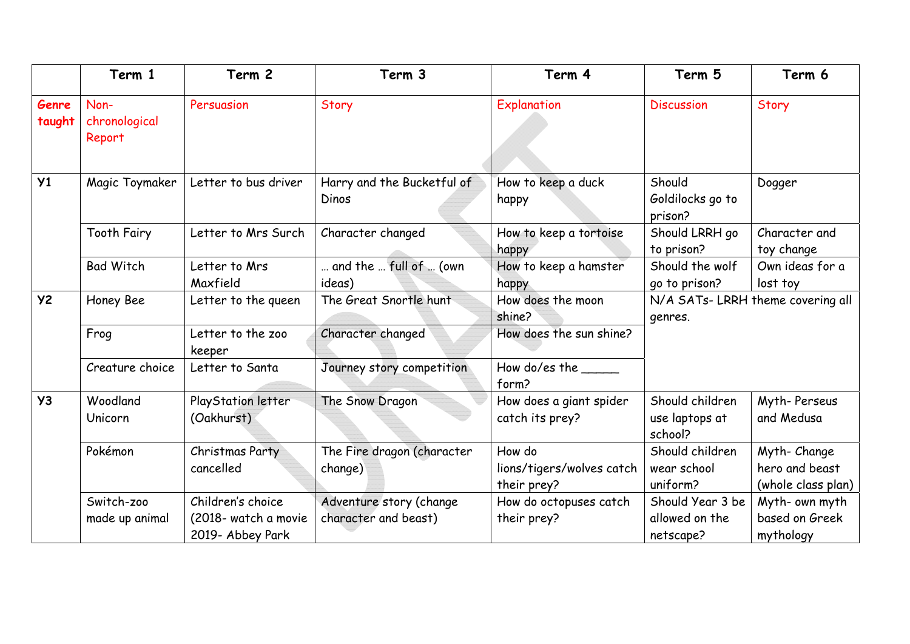| | Term 1 | Term 2 | Term 3 | Term 4 | Term 5 | Term 6 |
|---|---|---|---|---|---|---|
| **Genre taught** | Non-chronological Report | Persuasion | Story | Explanation | Discussion | Story |
| **Y1** | Magic Toymaker | Letter to bus driver | Harry and the Bucketful of Dinos | How to keep a duck happy | Should Goldilocks go to prison? | Dogger |
| | Tooth Fairy | Letter to Mrs Surch | Character changed | How to keep a tortoise happy | Should LRRH go to prison? | Character and toy change |
| | Bad Witch | Letter to Mrs Maxfield | … and the … full of … (own ideas) | How to keep a hamster happy | Should the wolf go to prison? | Own ideas for a lost toy |
| **Y2** | Honey Bee | Letter to the queen | The Great Snortle hunt | How does the moon shine? | N/A SATs- LRRH theme covering all genres. | |
| | Frog | Letter to the zoo keeper | Character changed | How does the sun shine? | | |
| | Creature choice | Letter to Santa | Journey story competition | How do/es the _____ form? | | |
| **Y3** | Woodland Unicorn | PlayStation letter (Oakhurst) | The Snow Dragon | How does a giant spider catch its prey? | Should children use laptops at school? | Myth- Perseus and Medusa |
| | Pokémon | Christmas Party cancelled | The Fire dragon (character change) | How do lions/tigers/wolves catch their prey? | Should children wear school uniform? | Myth- Change hero and beast (whole class plan) |
| | Switch-zoo made up animal | Children's choice (2018- watch a movie 2019- Abbey Park | Adventure story (change character and beast) | How do octopuses catch their prey? | Should Year 3 be allowed on the netscape? | Myth- own myth based on Greek mythology |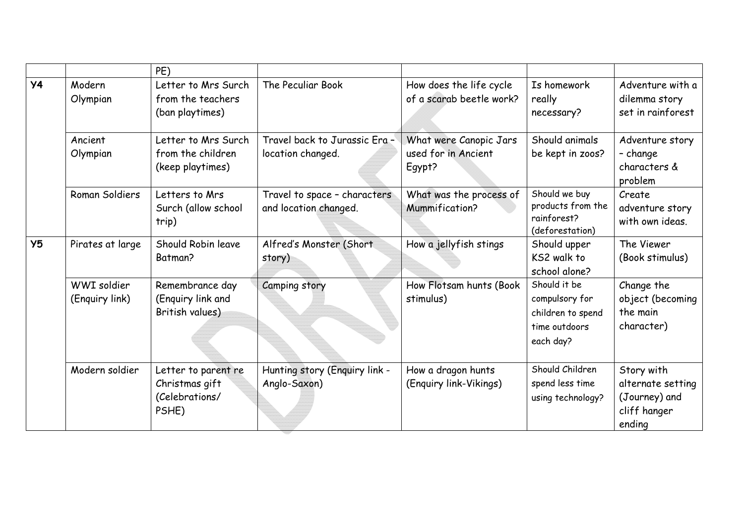| | | | | | | |
|---|---|---|---|---|---|---|
| | | PE) | | | | |
| **Y4** | Modern Olympian | Letter to Mrs Surch from the teachers (ban playtimes) | The Peculiar Book | How does the life cycle of a scarab beetle work? | Is homework really necessary? | Adventure with a dilemma story set in rainforest |
| | Ancient Olympian | Letter to Mrs Surch from the children (keep playtimes) | Travel back to Jurassic Era – location changed. | What were Canopic Jars used for in Ancient Egypt? | Should animals be kept in zoos? | Adventure story – change characters & problem |
| | Roman Soldiers | Letters to Mrs Surch (allow school trip) | Travel to space – characters and location changed. | What was the process of Mummification? | Should we buy products from the rainforest? (deforestation) | Create adventure story with own ideas. |
| **Y5** | Pirates at large | Should Robin leave Batman? | Alfred's Monster (Short story) | How a jellyfish stings | Should upper KS2 walk to school alone? | The Viewer (Book stimulus) |
| | WWI soldier (Enquiry link) | Remembrance day (Enquiry link and British values) | Camping story | How Flotsam hunts (Book stimulus) | Should it be compulsory for children to spend time outdoors each day? | Change the object (becoming the main character) |
| | Modern soldier | Letter to parent re Christmas gift (Celebrations/ PSHE) | Hunting story (Enquiry link - Anglo-Saxon) | How a dragon hunts (Enquiry link-Vikings) | Should Children spend less time using technology? | Story with alternate setting (Journey) and cliff hanger ending |